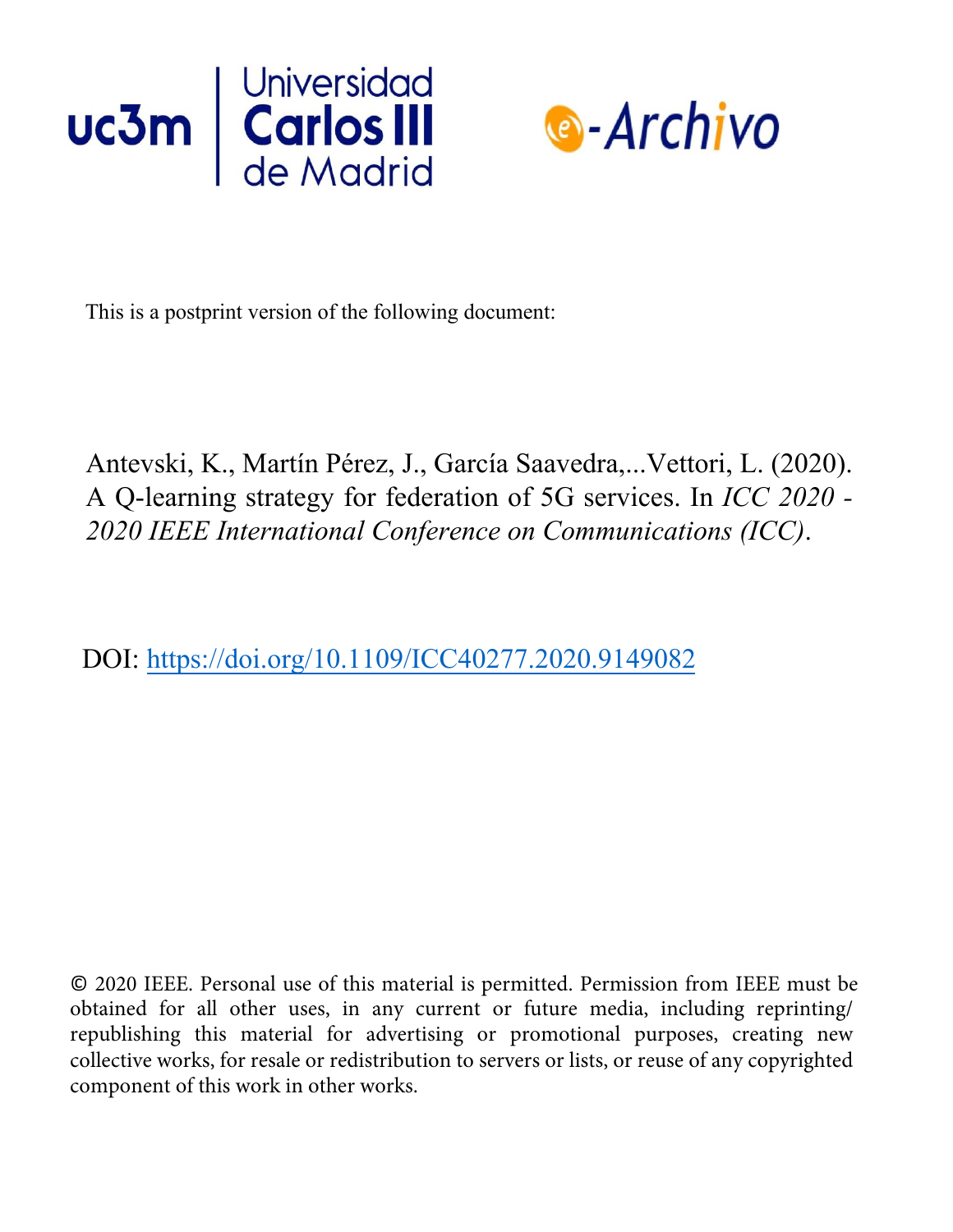This is a postprint version of the following document:

Antevski, K., Martín Pérez, J., García Saavedra,...Vettori, L. (2020). A Q-learning strategy for federation of 5G services. In *ICC 2020 - 2020 IEEE International Conference on Communications (ICC)*.

DOI: https://doi.org/10.1109/ICC40277.2020.9149082

© 2020 IEEE. Personal use of this material is permitted. Permission from IEEE must be obtained for all other uses, in any current or future media, including reprinting/ republishing this material for advertising or promotional purposes, creating new collective works, for resale or redistribution to servers or lists, or reuse of any copyrighted component of this work in other works.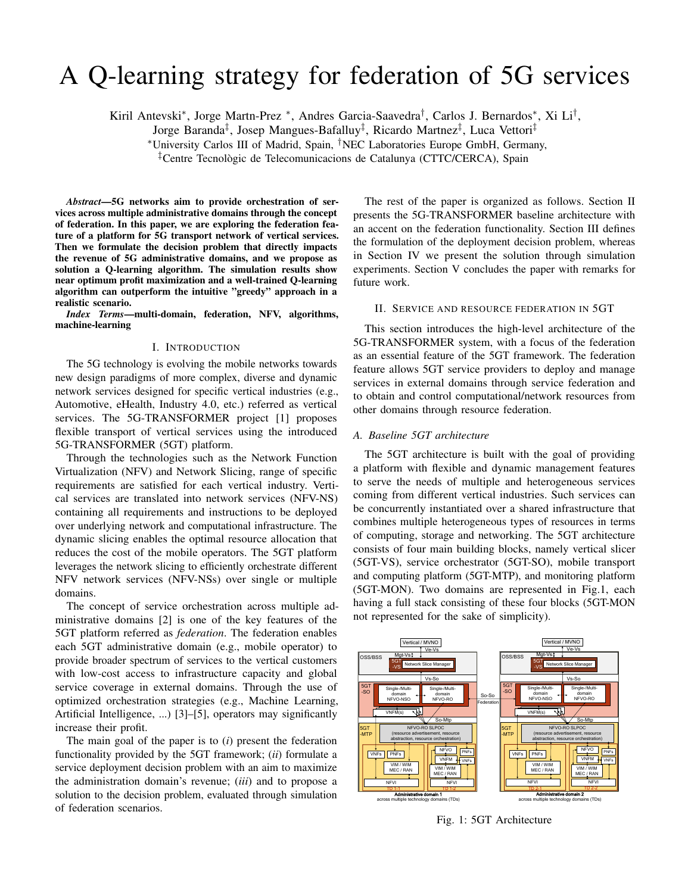# A Q-learning strategy for federation of 5G services

Kiril Antevski*, Jorge Martn-Prez *, Andres Garcia-Saavedra†, Carlos J. Bernardos*, Xi Li†,
Jorge Baranda‡, Josep Mangues-Bafalluy‡, Ricardo Martnez‡, Luca Vettori‡

*University Carlos III of Madrid, Spain, †NEC Laboratories Europe GmbH, Germany,
‡Centre Tecnològic de Telecomunicacions de Catalunya (CTTC/CERCA), Spain

***Abstract*—5G networks aim to provide orchestration of services across multiple administrative domains through the concept of federation. In this paper, we are exploring the federation feature of a platform for 5G transport network of vertical services. Then we formulate the decision problem that directly impacts the revenue of 5G administrative domains, and we propose as solution a Q-learning algorithm. The simulation results show near optimum profit maximization and a well-trained Q-learning algorithm can outperform the intuitive "greedy" approach in a realistic scenario.**

***Index Terms*—multi-domain, federation, NFV, algorithms, machine-learning**

## I. Introduction

The 5G technology is evolving the mobile networks towards new design paradigms of more complex, diverse and dynamic network services designed for specific vertical industries (e.g., Automotive, eHealth, Industry 4.0, etc.) referred as vertical services. The 5G-TRANSFORMER project [1] proposes flexible transport of vertical services using the introduced 5G-TRANSFORMER (5GT) platform.

Through the technologies such as the Network Function Virtualization (NFV) and Network Slicing, range of specific requirements are satisfied for each vertical industry. Vertical services are translated into network services (NFV-NS) containing all requirements and instructions to be deployed over underlying network and computational infrastructure. The dynamic slicing enables the optimal resource allocation that reduces the cost of the mobile operators. The 5GT platform leverages the network slicing to efficiently orchestrate different NFV network services (NFV-NSs) over single or multiple domains.

The concept of service orchestration across multiple administrative domains [2] is one of the key features of the 5GT platform referred as *federation*. The federation enables each 5GT administrative domain (e.g., mobile operator) to provide broader spectrum of services to the vertical customers with low-cost access to infrastructure capacity and global service coverage in external domains. Through the use of optimized orchestration strategies (e.g., Machine Learning, Artificial Intelligence, ...) [3]–[5], operators may significantly increase their profit.

The main goal of the paper is to (*i*) present the federation functionality provided by the 5GT framework; (*ii*) formulate a service deployment decision problem with an aim to maximize the administration domain's revenue; (*iii*) and to propose a solution to the decision problem, evaluated through simulation of federation scenarios.

The rest of the paper is organized as follows. Section II presents the 5G-TRANSFORMER baseline architecture with an accent on the federation functionality. Section III defines the formulation of the deployment decision problem, whereas in Section IV we present the solution through simulation experiments. Section V concludes the paper with remarks for future work.

## II. Service and resource federation in 5GT

This section introduces the high-level architecture of the 5G-TRANSFORMER system, with a focus of the federation as an essential feature of the 5GT framework. The federation feature allows 5GT service providers to deploy and manage services in external domains through service federation and to obtain and control computational/network resources from other domains through resource federation.

### A. Baseline 5GT architecture

The 5GT architecture is built with the goal of providing a platform with flexible and dynamic management features to serve the needs of multiple and heterogeneous services coming from different vertical industries. Such services can be concurrently instantiated over a shared infrastructure that combines multiple heterogeneous types of resources in terms of computing, storage and networking. The 5GT architecture consists of four main building blocks, namely vertical slicer (5GT-VS), service orchestrator (5GT-SO), mobile transport and computing platform (5GT-MTP), and monitoring platform (5GT-MON). Two domains are represented in Fig.1, each having a full stack consisting of these four blocks (5GT-MON not represented for the sake of simplicity).

Fig. 1: 5GT Architecture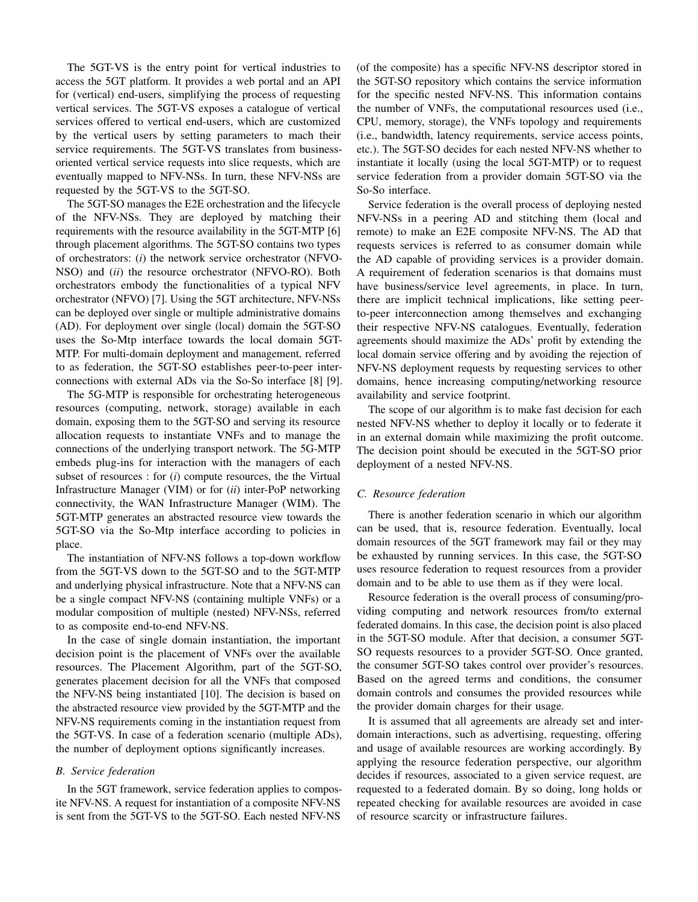The 5GT-VS is the entry point for vertical industries to access the 5GT platform. It provides a web portal and an API for (vertical) end-users, simplifying the process of requesting vertical services. The 5GT-VS exposes a catalogue of vertical services offered to vertical end-users, which are customized by the vertical users by setting parameters to mach their service requirements. The 5GT-VS translates from business-oriented vertical service requests into slice requests, which are eventually mapped to NFV-NSs. In turn, these NFV-NSs are requested by the 5GT-VS to the 5GT-SO.

The 5GT-SO manages the E2E orchestration and the lifecycle of the NFV-NSs. They are deployed by matching their requirements with the resource availability in the 5GT-MTP [6] through placement algorithms. The 5GT-SO contains two types of orchestrators: (*i*) the network service orchestrator (NFVO-NSO) and (*ii*) the resource orchestrator (NFVO-RO). Both orchestrators embody the functionalities of a typical NFV orchestrator (NFVO) [7]. Using the 5GT architecture, NFV-NSs can be deployed over single or multiple administrative domains (AD). For deployment over single (local) domain the 5GT-SO uses the So-Mtp interface towards the local domain 5GT-MTP. For multi-domain deployment and management, referred to as federation, the 5GT-SO establishes peer-to-peer interconnections with external ADs via the So-So interface [8] [9].

The 5G-MTP is responsible for orchestrating heterogeneous resources (computing, network, storage) available in each domain, exposing them to the 5GT-SO and serving its resource allocation requests to instantiate VNFs and to manage the connections of the underlying transport network. The 5G-MTP embeds plug-ins for interaction with the managers of each subset of resources : for (*i*) compute resources, the the Virtual Infrastructure Manager (VIM) or for (*ii*) inter-PoP networking connectivity, the WAN Infrastructure Manager (WIM). The 5GT-MTP generates an abstracted resource view towards the 5GT-SO via the So-Mtp interface according to policies in place.

The instantiation of NFV-NS follows a top-down workflow from the 5GT-VS down to the 5GT-SO and to the 5GT-MTP and underlying physical infrastructure. Note that a NFV-NS can be a single compact NFV-NS (containing multiple VNFs) or a modular composition of multiple (nested) NFV-NSs, referred to as composite end-to-end NFV-NS.

In the case of single domain instantiation, the important decision point is the placement of VNFs over the available resources. The Placement Algorithm, part of the 5GT-SO, generates placement decision for all the VNFs that composed the NFV-NS being instantiated [10]. The decision is based on the abstracted resource view provided by the 5GT-MTP and the NFV-NS requirements coming in the instantiation request from the 5GT-VS. In case of a federation scenario (multiple ADs), the number of deployment options significantly increases.

### B. Service federation

In the 5GT framework, service federation applies to composite NFV-NS. A request for instantiation of a composite NFV-NS is sent from the 5GT-VS to the 5GT-SO. Each nested NFV-NS (of the composite) has a specific NFV-NS descriptor stored in the 5GT-SO repository which contains the service information for the specific nested NFV-NS. This information contains the number of VNFs, the computational resources used (i.e., CPU, memory, storage), the VNFs topology and requirements (i.e., bandwidth, latency requirements, service access points, etc.). The 5GT-SO decides for each nested NFV-NS whether to instantiate it locally (using the local 5GT-MTP) or to request service federation from a provider domain 5GT-SO via the So-So interface.

Service federation is the overall process of deploying nested NFV-NSs in a peering AD and stitching them (local and remote) to make an E2E composite NFV-NS. The AD that requests services is referred to as consumer domain while the AD capable of providing services is a provider domain. A requirement of federation scenarios is that domains must have business/service level agreements, in place. In turn, there are implicit technical implications, like setting peer-to-peer interconnection among themselves and exchanging their respective NFV-NS catalogues. Eventually, federation agreements should maximize the ADs' profit by extending the local domain service offering and by avoiding the rejection of NFV-NS deployment requests by requesting services to other domains, hence increasing computing/networking resource availability and service footprint.

The scope of our algorithm is to make fast decision for each nested NFV-NS whether to deploy it locally or to federate it in an external domain while maximizing the profit outcome. The decision point should be executed in the 5GT-SO prior deployment of a nested NFV-NS.

### C. Resource federation

There is another federation scenario in which our algorithm can be used, that is, resource federation. Eventually, local domain resources of the 5GT framework may fail or they may be exhausted by running services. In this case, the 5GT-SO uses resource federation to request resources from a provider domain and to be able to use them as if they were local.

Resource federation is the overall process of consuming/providing computing and network resources from/to external federated domains. In this case, the decision point is also placed in the 5GT-SO module. After that decision, a consumer 5GT-SO requests resources to a provider 5GT-SO. Once granted, the consumer 5GT-SO takes control over provider's resources. Based on the agreed terms and conditions, the consumer domain controls and consumes the provided resources while the provider domain charges for their usage.

It is assumed that all agreements are already set and inter-domain interactions, such as advertising, requesting, offering and usage of available resources are working accordingly. By applying the resource federation perspective, our algorithm decides if resources, associated to a given service request, are requested to a federated domain. By so doing, long holds or repeated checking for available resources are avoided in case of resource scarcity or infrastructure failures.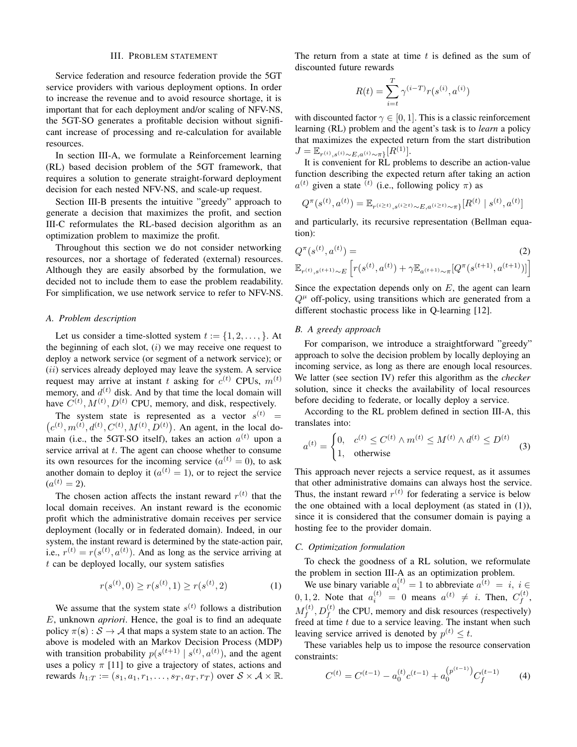## III. Problem statement

Service federation and resource federation provide the 5GT service providers with various deployment options. In order to increase the revenue and to avoid resource shortage, it is important that for each deployment and/or scaling of NFV-NS, the 5GT-SO generates a profitable decision without significant increase of processing and re-calculation for available resources.

In section III-A, we formulate a Reinforcement learning (RL) based decision problem of the 5GT framework, that requires a solution to generate straight-forward deployment decision for each nested NFV-NS, and scale-up request.

Section III-B presents the intuitive "greedy" approach to generate a decision that maximizes the profit, and section III-C reformulates the RL-based decision algorithm as an optimization problem to maximize the profit.

Throughout this section we do not consider networking resources, nor a shortage of federated (external) resources. Although they are easily absorbed by the formulation, we decided not to include them to ease the problem readability. For simplification, we use network service to refer to NFV-NS.

### A. Problem description

Let us consider a time-slotted system $t := \{1, 2, \ldots, \}$. At the beginning of each slot, $(i)$ we may receive one request to deploy a network service (or segment of a network service); or $(ii)$ services already deployed may leave the system. A service request may arrive at instant $t$ asking for $c^{(t)}$ CPUs, $m^{(t)}$ memory, and $d^{(t)}$ disk. And by that time the local domain will have $C^{(t)}, M^{(t)}, D^{(t)}$ CPU, memory, and disk, respectively.

The system state is represented as a vector $s^{(t)} = \left(c^{(t)}, m^{(t)}, d^{(t)}, C^{(t)}, M^{(t)}, D^{(t)}\right)$. An agent, in the local domain (i.e., the 5GT-SO itself), takes an action $a^{(t)}$ upon a service arrival at $t$. The agent can choose whether to consume its own resources for the incoming service ($a^{(t)} = 0$), to ask another domain to deploy it ($a^{(t)} = 1$), or to reject the service ($a^{(t)} = 2$).

The chosen action affects the instant reward $r^{(t)}$ that the local domain receives. An instant reward is the economic profit which the administrative domain receives per service deployment (locally or in federated domain). Indeed, in our system, the instant reward is determined by the state-action pair, i.e., $r^{(t)} = r(s^{(t)}, a^{(t)})$. And as long as the service arriving at $t$ can be deployed locally, our system satisfies

$$r(s^{(t)}, 0) \geq r(s^{(t)}, 1) \geq r(s^{(t)}, 2) \tag{1}$$

We assume that the system state $s^{(t)}$ follows a distribution $E$, unknown *apriori*. Hence, the goal is to find an adequate policy $\pi(\mathbf{s}) : \mathcal{S} \rightarrow \mathcal{A}$ that maps a system state to an action. The above is modeled with an Markov Decision Process (MDP) with transition probability $p(s^{(t+1)} \mid s^{(t)}, a^{(t)})$, and the agent uses a policy $\pi$ [11] to give a trajectory of states, actions and rewards $h_{1:T} := (s_1, a_1, r_1, \ldots, s_T, a_T, r_T)$ over $\mathcal{S} \times \mathcal{A} \times \mathbb{R}$. The return from a state at time $t$ is defined as the sum of discounted future rewards

$$R(t) = \sum_{i=t}^{T} \gamma^{(i-T)} r(s^{(i)}, a^{(i)})$$

with discounted factor $\gamma \in [0, 1]$. This is a classic reinforcement learning (RL) problem and the agent's task is to *learn* a policy that maximizes the expected return from the start distribution $J = \mathbb{E}_{r^{(i)}, s^{(i)} \sim E, a^{(i)} \sim \pi\}}[R^{(1)}]$.

It is convenient for RL problems to describe an action-value function describing the expected return after taking an action $a^{(t)}$ given a state $^{(t)}$ (i.e., following policy $\pi$) as

$$Q^{\pi}(s^{(t)}, a^{(t)}) = \mathbb{E}_{r^{(i \geq t)}, s^{(i \geq t)} \sim E, a^{(i \geq t)} \sim \pi\}}[R^{(t)} \mid s^{(t)}, a^{(t)}]$$

and particularly, its recursive representation (Bellman equation):

$$Q^{\pi}(s^{(t)}, a^{(t)}) = \tag{2}$$
$$\mathbb{E}_{r^{(t)}, s^{(t+1)} \sim E}\left[r(s^{(t)}, a^{(t)}) + \gamma \mathbb{E}_{a^{(t+1)} \sim \pi}[Q^{\pi}(s^{(t+1)}, a^{(t+1)})]\right]$$

Since the expectation depends only on $E$, the agent can learn $Q^{\mu}$ off-policy, using transitions which are generated from a different stochastic process like in Q-learning [12].

### B. A greedy approach

For comparison, we introduce a straightforward "greedy" approach to solve the decision problem by locally deploying an incoming service, as long as there are enough local resources. We latter (see section IV) refer this algorithm as the *checker* solution, since it checks the availability of local resources before deciding to federate, or locally deploy a service.

According to the RL problem defined in section III-A, this translates into:

$$a^{(t)} = \begin{cases} 0, & c^{(t)} \leq C^{(t)} \wedge m^{(t)} \leq M^{(t)} \wedge d^{(t)} \leq D^{(t)} \\ 1, & \text{otherwise} \end{cases} \tag{3}$$

This approach never rejects a service request, as it assumes that other administrative domains can always host the service. Thus, the instant reward $r^{(t)}$ for federating a service is below the one obtained with a local deployment (as stated in (1)), since it is considered that the consumer domain is paying a hosting fee to the provider domain.

### C. Optimization formulation

To check the goodness of a RL solution, we reformulate the problem in section III-A as an optimization problem.

We use binary variable $a_i^{(t)} = 1$ to abbreviate $a^{(t)} = i, \; i \in 0, 1, 2$. Note that $a_i^{(t)} = 0$ means $a^{(t)} \neq i$. Then, $C_f^{(t)}$, $M_f^{(t)}, D_f^{(t)}$ the CPU, memory and disk resources (respectively) freed at time $t$ due to a service leaving. The instant when such leaving service arrived is denoted by $p^{(t)} \leq t$.

These variables help us to impose the resource conservation constraints:

$$C^{(t)} = C^{(t-1)} - a_0^{(t)} c^{(t-1)} + a_0^{\left(p^{(t-1)}\right)} C_f^{(t-1)} \tag{4}$$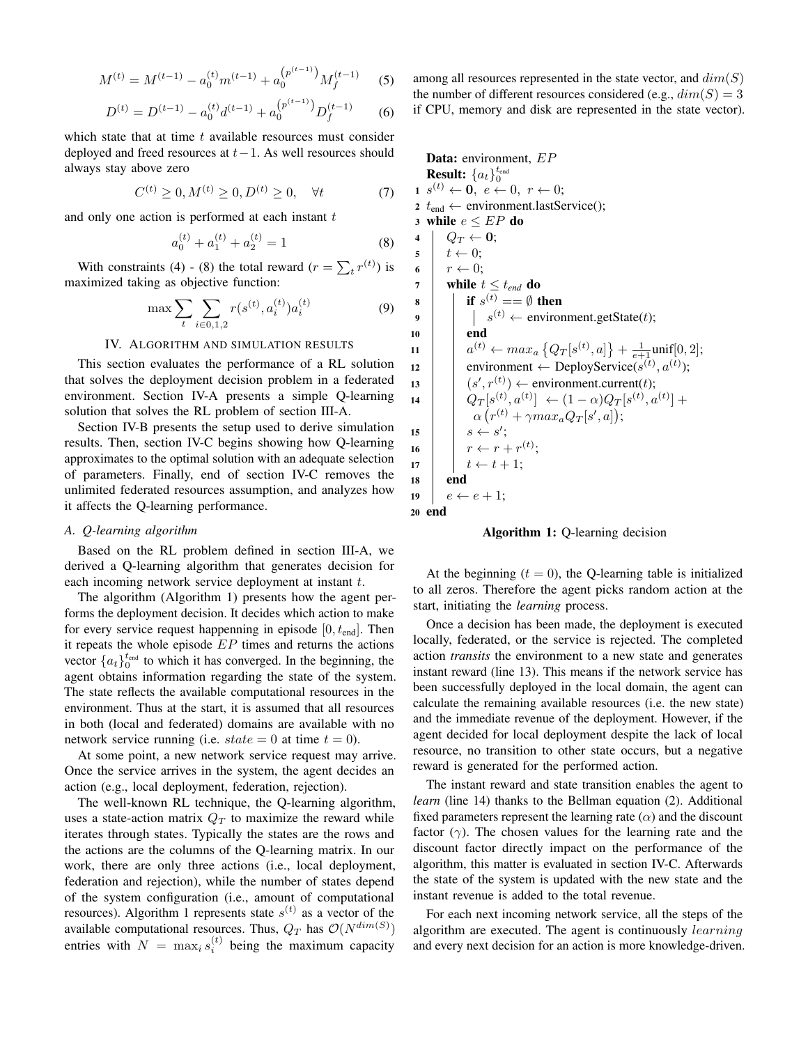$$M^{(t)} = M^{(t-1)} - a_0^{(t)} m^{(t-1)} + a_0^{\left(p^{(t-1)}\right)} M_f^{(t-1)} \quad (5)$$

$$D^{(t)} = D^{(t-1)} - a_0^{(t)} d^{(t-1)} + a_0^{\left(p^{(t-1)}\right)} D_f^{(t-1)} \quad (6)$$

which state that at time $t$ available resources must consider deployed and freed resources at $t-1$. As well resources should always stay above zero

$$C^{(t)} \geq 0, M^{(t)} \geq 0, D^{(t)} \geq 0, \quad \forall t \quad (7)$$

and only one action is performed at each instant $t$

$$a_0^{(t)} + a_1^{(t)} + a_2^{(t)} = 1 \quad (8)$$

With constraints (4) - (8) the total reward ($r = \sum_t r^{(t)}$) is maximized taking as objective function:

$$\max \sum_t \sum_{i \in 0,1,2} r(s^{(t)}, a_i^{(t)}) a_i^{(t)} \quad (9)$$

## IV. Algorithm and simulation results

This section evaluates the performance of a RL solution that solves the deployment decision problem in a federated environment. Section IV-A presents a simple Q-learning solution that solves the RL problem of section III-A.

Section IV-B presents the setup used to derive simulation results. Then, section IV-C begins showing how Q-learning approximates to the optimal solution with an adequate selection of parameters. Finally, end of section IV-C removes the unlimited federated resources assumption, and analyzes how it affects the Q-learning performance.

### A. Q-learning algorithm

Based on the RL problem defined in section III-A, we derived a Q-learning algorithm that generates decision for each incoming network service deployment at instant $t$.

The algorithm (Algorithm 1) presents how the agent performs the deployment decision. It decides which action to make for every service request happening in episode $[0, t_{\text{end}}]$. Then it repeats the whole episode $EP$ times and returns the actions vector $\{a_t\}_0^{t_{\text{end}}}$ to which it has converged. In the beginning, the agent obtains information regarding the state of the system. The state reflects the available computational resources in the environment. Thus at the start, it is assumed that all resources in both (local and federated) domains are available with no network service running (i.e. $state = 0$ at time $t = 0$).

At some point, a new network service request may arrive. Once the service arrives in the system, the agent decides an action (e.g., local deployment, federation, rejection).

The well-known RL technique, the Q-learning algorithm, uses a state-action matrix $Q_T$ to maximize the reward while iterates through states. Typically the states are the rows and the actions are the columns of the Q-learning matrix. In our work, there are only three actions (i.e., local deployment, federation and rejection), while the number of states depend of the system configuration (i.e., amount of computational resources). Algorithm 1 represents state $s^{(t)}$ as a vector of the available computational resources. Thus, $Q_T$ has $\mathcal{O}(N^{dim(S)})$ entries with $N = \max_i s_i^{(t)}$ being the maximum capacity among all resources represented in the state vector, and $dim(S)$ the number of different resources considered (e.g., $dim(S) = 3$ if CPU, memory and disk are represented in the state vector).

```
Data: environment, EP
Result: {a_t}_0^{t_end}
1  s^(t) ← 0, e ← 0, r ← 0;
2  t_end ← environment.lastService();
3  while e ≤ EP do
4      Q_T ← 0;
5      t ← 0;
6      r ← 0;
7      while t ≤ t_end do
8          if s^(t) == ∅ then
9              s^(t) ← environment.getState(t);
10         end
11         a^(t) ← max_a {Q_T[s^(t), a]} + 1/(e+1) unif[0, 2];
12         environment ← DeployService(s^(t), a^(t));
13         (s', r^(t)) ← environment.current(t);
14         Q_T[s^(t), a^(t)] ← (1 − α)Q_T[s^(t), a^(t)] +
               α(r^(t) + γ max_a Q_T[s', a]);
15         s ← s';
16         r ← r + r^(t);
17         t ← t + 1;
18     end
19     e ← e + 1;
20 end
```

**Algorithm 1:** Q-learning decision

At the beginning ($t = 0$), the Q-learning table is initialized to all zeros. Therefore the agent picks random action at the start, initiating the *learning* process.

Once a decision has been made, the deployment is executed locally, federated, or the service is rejected. The completed action *transits* the environment to a new state and generates instant reward (line 13). This means if the network service has been successfully deployed in the local domain, the agent can calculate the remaining available resources (i.e. the new state) and the immediate revenue of the deployment. However, if the agent decided for local deployment despite the lack of local resource, no transition to other state occurs, but a negative reward is generated for the performed action.

The instant reward and state transition enables the agent to *learn* (line 14) thanks to the Bellman equation (2). Additional fixed parameters represent the learning rate ($\alpha$) and the discount factor ($\gamma$). The chosen values for the learning rate and the discount factor directly impact on the performance of the algorithm, this matter is evaluated in section IV-C. Afterwards the state of the system is updated with the new state and the instant revenue is added to the total revenue.

For each next incoming network service, all the steps of the algorithm are executed. The agent is continuously *learning* and every next decision for an action is more knowledge-driven.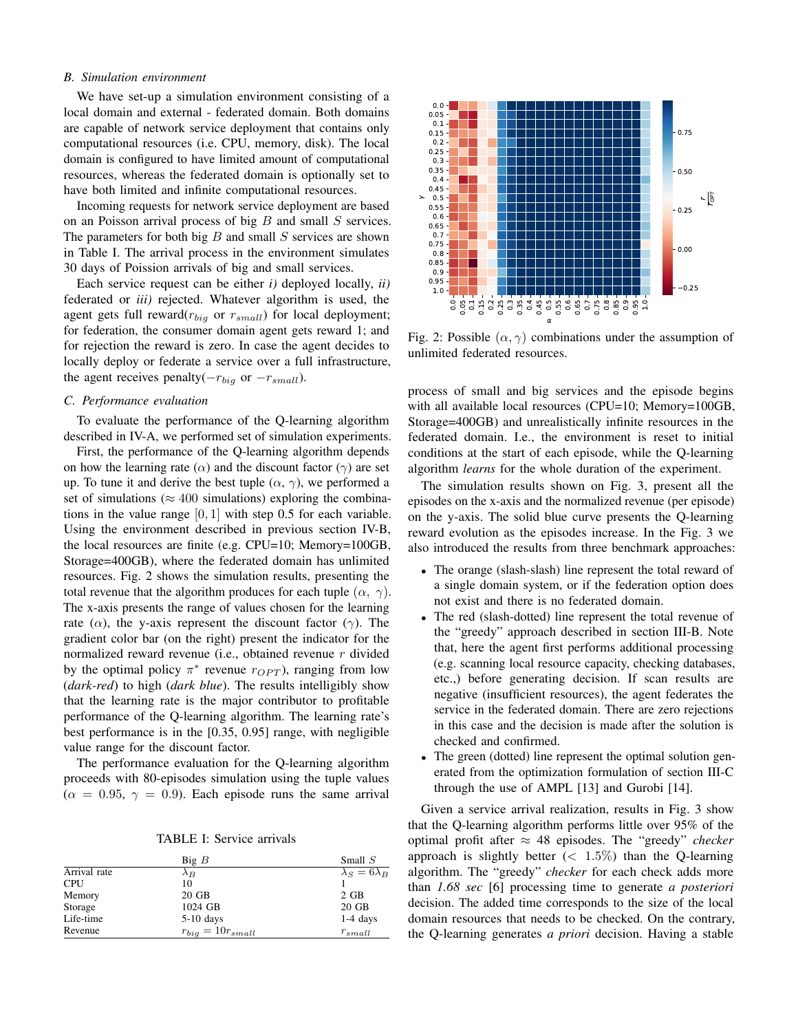### B. Simulation environment

We have set-up a simulation environment consisting of a local domain and external - federated domain. Both domains are capable of network service deployment that contains only computational resources (i.e. CPU, memory, disk). The local domain is configured to have limited amount of computational resources, whereas the federated domain is optionally set to have both limited and infinite computational resources.

Incoming requests for network service deployment are based on an Poisson arrival process of big $B$ and small $S$ services. The parameters for both big $B$ and small $S$ services are shown in Table I. The arrival process in the environment simulates 30 days of Poission arrivals of big and small services.

Each service request can be either *i)* deployed locally, *ii)* federated or *iii)* rejected. Whatever algorithm is used, the agent gets full reward($r_{big}$ or $r_{small}$) for local deployment; for federation, the consumer domain agent gets reward 1; and for rejection the reward is zero. In case the agent decides to locally deploy or federate a service over a full infrastructure, the agent receives penalty($-r_{big}$ or $-r_{small}$).

### C. Performance evaluation

To evaluate the performance of the Q-learning algorithm described in IV-A, we performed set of simulation experiments.

First, the performance of the Q-learning algorithm depends on how the learning rate ($\alpha$) and the discount factor ($\gamma$) are set up. To tune it and derive the best tuple ($\alpha$, $\gamma$), we performed a set of simulations ($\approx 400$ simulations) exploring the combinations in the value range $[0, 1]$ with step 0.5 for each variable. Using the environment described in previous section IV-B, the local resources are finite (e.g. CPU=10; Memory=100GB, Storage=400GB), where the federated domain has unlimited resources. Fig. 2 shows the simulation results, presenting the total revenue that the algorithm produces for each tuple ($\alpha$, $\gamma$). The x-axis presents the range of values chosen for the learning rate ($\alpha$), the y-axis represent the discount factor ($\gamma$). The gradient color bar (on the right) present the indicator for the normalized reward revenue (i.e., obtained revenue $r$ divided by the optimal policy $\pi^*$ revenue $r_{OPT}$), ranging from low (*dark-red*) to high (*dark blue*). The results intelligibly show that the learning rate is the major contributor to profitable performance of the Q-learning algorithm. The learning rate's best performance is in the [0.35, 0.95] range, with negligible value range for the discount factor.

The performance evaluation for the Q-learning algorithm proceeds with 80-episodes simulation using the tuple values ($\alpha = 0.95$, $\gamma = 0.9$). Each episode runs the same arrival process of small and big services and the episode begins with all available local resources (CPU=10; Memory=100GB, Storage=400GB) and unrealistically infinite resources in the federated domain. I.e., the environment is reset to initial conditions at the start of each episode, while the Q-learning algorithm *learns* for the whole duration of the experiment.

TABLE I: Service arrivals

| | Big $B$ | Small $S$ |
|---|---|---|
| Arrival rate | $\lambda_B$ | $\lambda_S = 6\lambda_B$ |
| CPU | 10 | 1 |
| Memory | 20 GB | 2 GB |
| Storage | 1024 GB | 20 GB |
| Life-time | 5-10 days | 1-4 days |
| Revenue | $r_{big} = 10r_{small}$ | $r_{small}$ |

Fig. 2: Possible $(\alpha, \gamma)$ combinations under the assumption of unlimited federated resources.

The simulation results shown on Fig. 3, present all the episodes on the x-axis and the normalized revenue (per episode) on the y-axis. The solid blue curve presents the Q-learning reward evolution as the episodes increase. In the Fig. 3 we also introduced the results from three benchmark approaches:

- The orange (slash-slash) line represent the total reward of a single domain system, or if the federation option does not exist and there is no federated domain.
- The red (slash-dotted) line represent the total revenue of the "greedy" approach described in section III-B. Note that, here the agent first performs additional processing (e.g. scanning local resource capacity, checking databases, etc.,) before generating decision. If scan results are negative (insufficient resources), the agent federates the service in the federated domain. There are zero rejections in this case and the decision is made after the solution is checked and confirmed.
- The green (dotted) line represent the optimal solution generated from the optimization formulation of section III-C through the use of AMPL [13] and Gurobi [14].

Given a service arrival realization, results in Fig. 3 show that the Q-learning algorithm performs little over 95% of the optimal profit after $\approx$ 48 episodes. The "greedy" *checker* approach is slightly better ($< 1.5\%$) than the Q-learning algorithm. The "greedy" *checker* for each check adds more than *1.68 sec* [6] processing time to generate *a posteriori* decision. The added time corresponds to the size of the local domain resources that needs to be checked. On the contrary, the Q-learning generates *a priori* decision. Having a stable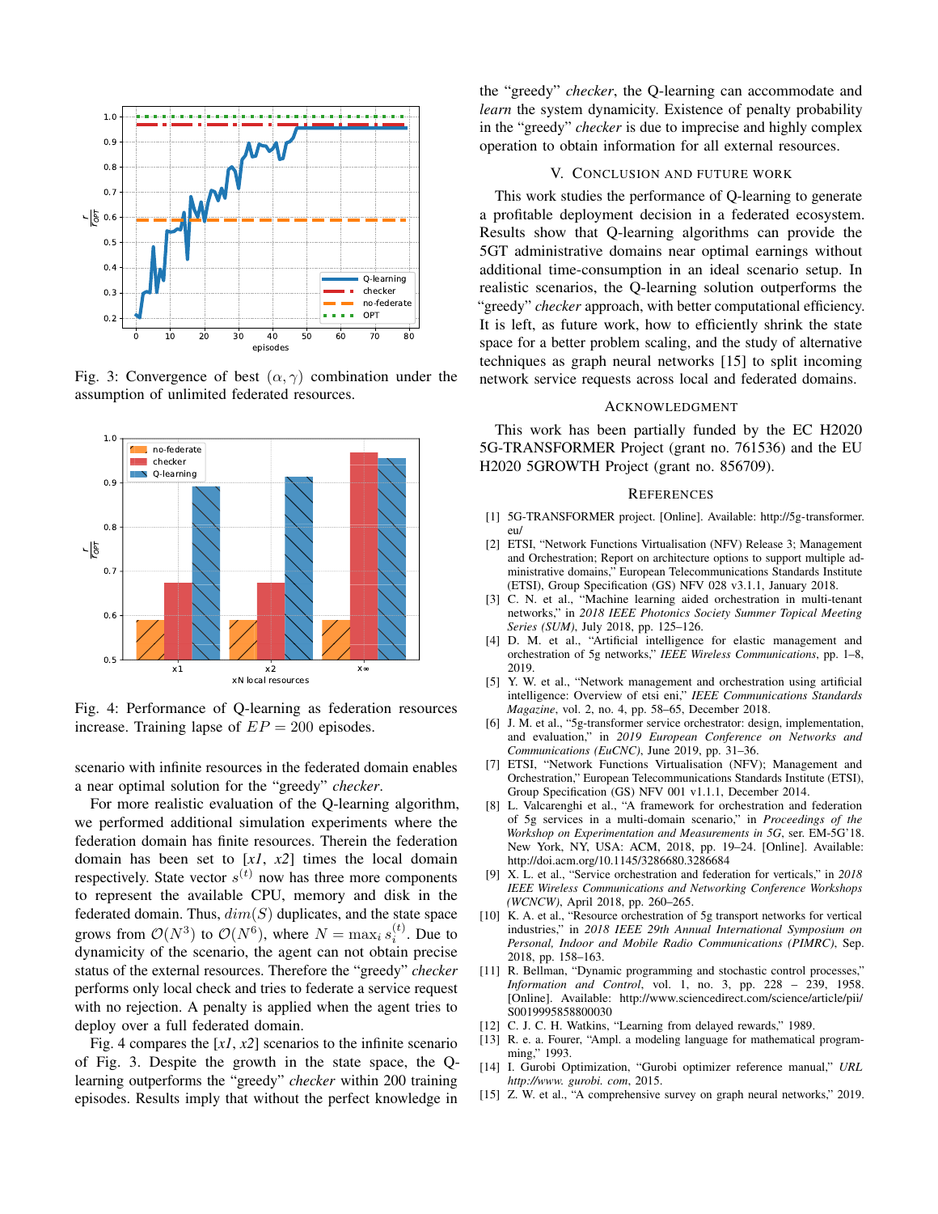1.0
0.9
0.8
0.7
0.6
0.5
0.4
0.3
0.2
0 10 20 30 40 50 60 70 80
episodes
$\frac{r}{r_{OPT}}$
Q-learning
checker
no-federate
OPT

Fig. 3: Convergence of best $(\alpha, \gamma)$ combination under the assumption of unlimited federated resources.

1.0
0.9
0.8
0.7
0.6
0.5
x1 x2 x∞
xN local resources
$\frac{r}{r_{OPT}}$
no-federate
checker
Q-learning

Fig. 4: Performance of Q-learning as federation resources increase. Training lapse of $EP = 200$ episodes.

scenario with infinite resources in the federated domain enables a near optimal solution for the "greedy" *checker*.

For more realistic evaluation of the Q-learning algorithm, we performed additional simulation experiments where the federation domain has finite resources. Therein the federation domain has been set to [*x1*, *x2*] times the local domain respectively. State vector $s^{(t)}$ now has three more components to represent the available CPU, memory and disk in the federated domain. Thus, $dim(S)$ duplicates, and the state space grows from $\mathcal{O}(N^3)$ to $\mathcal{O}(N^6)$, where $N = \max_i s_i^{(t)}$. Due to dynamicity of the scenario, the agent can not obtain precise status of the external resources. Therefore the "greedy" *checker* performs only local check and tries to federate a service request with no rejection. A penalty is applied when the agent tries to deploy over a full federated domain.

Fig. 4 compares the [*x1*, *x2*] scenarios to the infinite scenario of Fig. 3. Despite the growth in the state space, the Q-learning outperforms the "greedy" *checker* within 200 training episodes. Results imply that without the perfect knowledge in the "greedy" *checker*, the Q-learning can accommodate and *learn* the system dynamicity. Existence of penalty probability in the "greedy" *checker* is due to imprecise and highly complex operation to obtain information for all external resources.

## V. Conclusion and Future Work

This work studies the performance of Q-learning to generate a profitable deployment decision in a federated ecosystem. Results show that Q-learning algorithms can provide the 5GT administrative domains near optimal earnings without additional time-consumption in an ideal scenario setup. In realistic scenarios, the Q-learning solution outperforms the "greedy" *checker* approach, with better computational efficiency. It is left, as future work, how to efficiently shrink the state space for a better problem scaling, and the study of alternative techniques as graph neural networks [15] to split incoming network service requests across local and federated domains.

## Acknowledgment

This work has been partially funded by the EC H2020 5G-TRANSFORMER Project (grant no. 761536) and the EU H2020 5GROWTH Project (grant no. 856709).

## References

[1] 5G-TRANSFORMER project. [Online]. Available: http://5g-transformer.eu/

[2] ETSI, "Network Functions Virtualisation (NFV) Release 3; Management and Orchestration; Report on architecture options to support multiple administrative domains," European Telecommunications Standards Institute (ETSI), Group Specification (GS) NFV 028 v3.1.1, January 2018.

[3] C. N. et al., "Machine learning aided orchestration in multi-tenant networks," in *2018 IEEE Photonics Society Summer Topical Meeting Series (SUM)*, July 2018, pp. 125–126.

[4] D. M. et al., "Artificial intelligence for elastic management and orchestration of 5g networks," *IEEE Wireless Communications*, pp. 1–8, 2019.

[5] Y. W. et al., "Network management and orchestration using artificial intelligence: Overview of etsi eni," *IEEE Communications Standards Magazine*, vol. 2, no. 4, pp. 58–65, December 2018.

[6] J. M. et al., "5g-transformer service orchestrator: design, implementation, and evaluation," in *2019 European Conference on Networks and Communications (EuCNC)*, June 2019, pp. 31–36.

[7] ETSI, "Network Functions Virtualisation (NFV); Management and Orchestration," European Telecommunications Standards Institute (ETSI), Group Specification (GS) NFV 001 v1.1.1, December 2014.

[8] L. Valcarenghi et al., "A framework for orchestration and federation of 5g services in a multi-domain scenario," in *Proceedings of the Workshop on Experimentation and Measurements in 5G*, ser. EM-5G'18. New York, NY, USA: ACM, 2018, pp. 19–24. [Online]. Available: http://doi.acm.org/10.1145/3286680.3286684

[9] X. L. et al., "Service orchestration and federation for verticals," in *2018 IEEE Wireless Communications and Networking Conference Workshops (WCNCW)*, April 2018, pp. 260–265.

[10] K. A. et al., "Resource orchestration of 5g transport networks for vertical industries," in *2018 IEEE 29th Annual International Symposium on Personal, Indoor and Mobile Radio Communications (PIMRC)*, Sep. 2018, pp. 158–163.

[11] R. Bellman, "Dynamic programming and stochastic control processes," *Information and Control*, vol. 1, no. 3, pp. 228 – 239, 1958. [Online]. Available: http://www.sciencedirect.com/science/article/pii/S0019995858800030

[12] C. J. C. H. Watkins, "Learning from delayed rewards," 1989.

[13] R. e. a. Fourer, "Ampl. a modeling language for mathematical programming," 1993.

[14] I. Gurobi Optimization, "Gurobi optimizer reference manual," *URL http://www. gurobi. com*, 2015.

[15] Z. W. et al., "A comprehensive survey on graph neural networks," 2019.